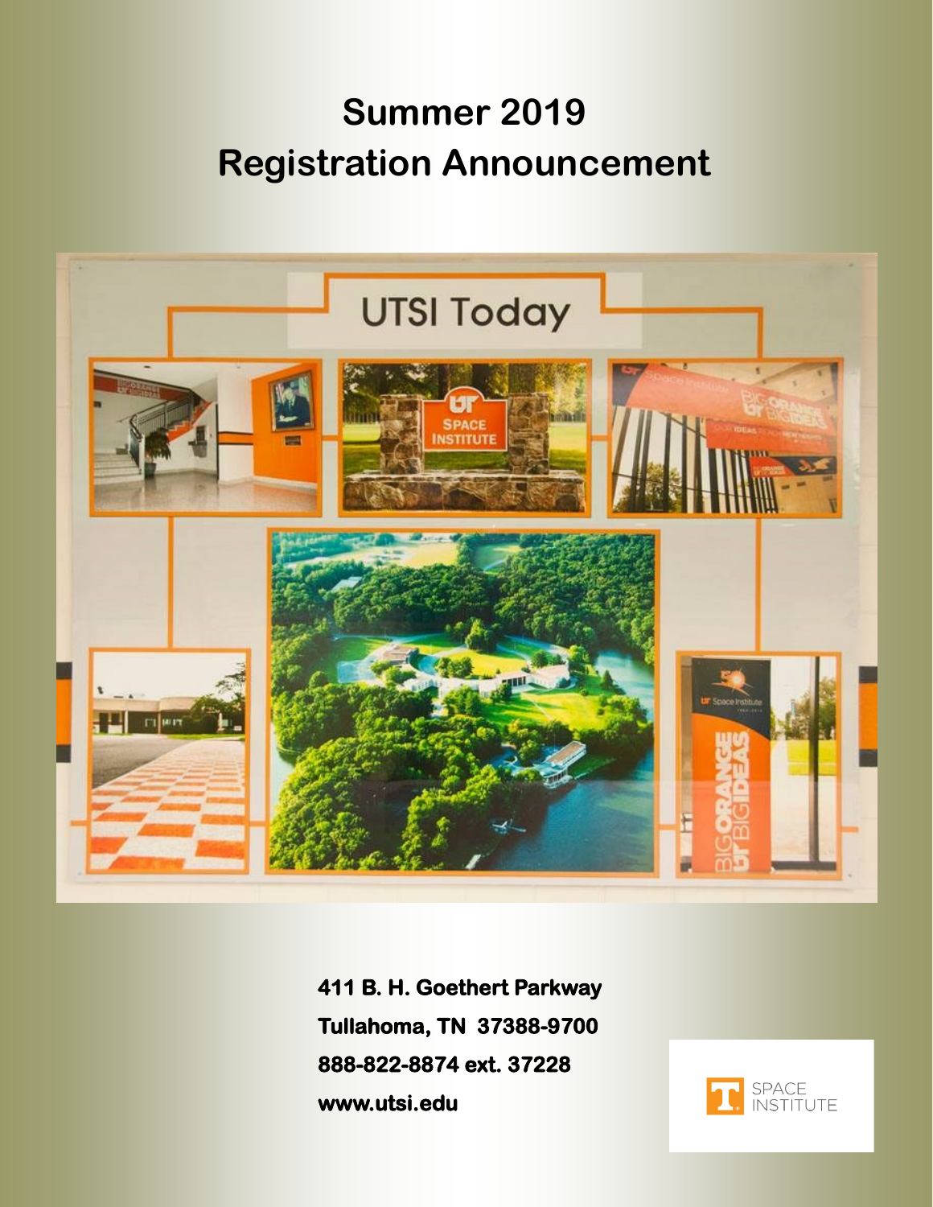# Summer 2019
# Registration Announcement

411 B. H. Goethert Parkway

Tullahoma, TN 37388-9700

888-822-8874 ext. 37228

www.utsi.edu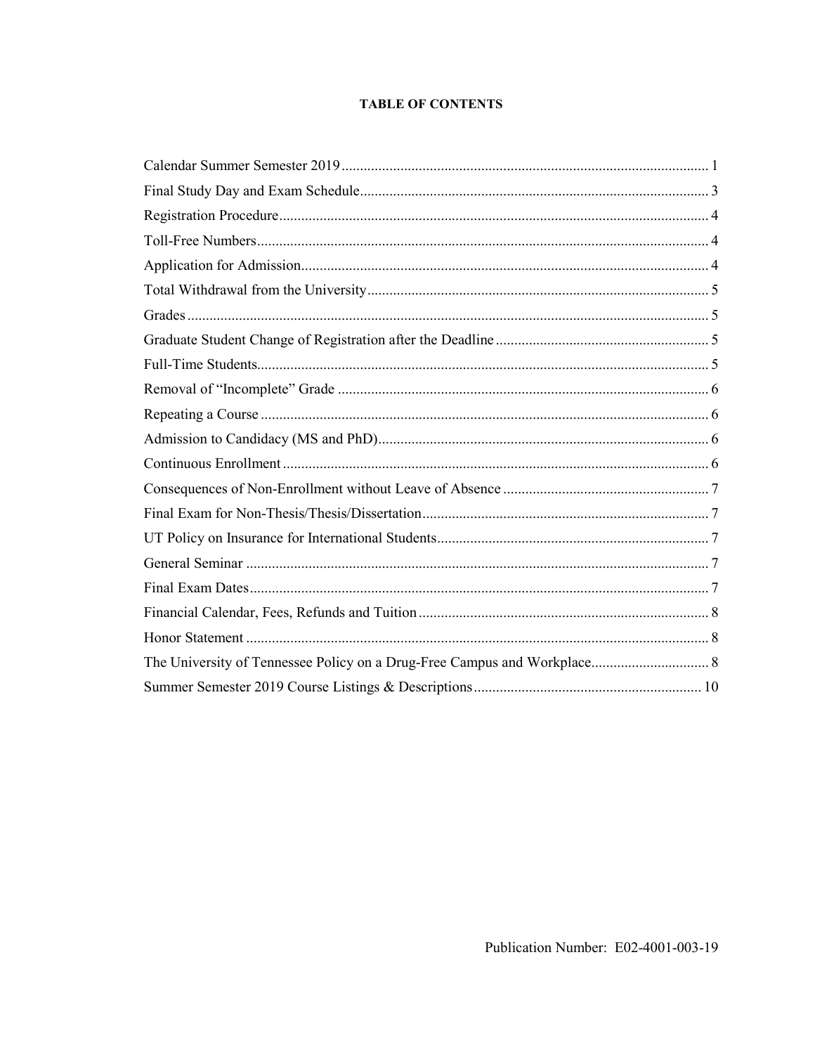# TABLE OF CONTENTS

| | |
|---|---|
| Calendar Summer Semester 2019 | 1 |
| Final Study Day and Exam Schedule | 3 |
| Registration Procedure | 4 |
| Toll-Free Numbers | 4 |
| Application for Admission | 4 |
| Total Withdrawal from the University | 5 |
| Grades | 5 |
| Graduate Student Change of Registration after the Deadline | 5 |
| Full-Time Students | 5 |
| Removal of "Incomplete" Grade | 6 |
| Repeating a Course | 6 |
| Admission to Candidacy (MS and PhD) | 6 |
| Continuous Enrollment | 6 |
| Consequences of Non-Enrollment without Leave of Absence | 7 |
| Final Exam for Non-Thesis/Thesis/Dissertation | 7 |
| UT Policy on Insurance for International Students | 7 |
| General Seminar | 7 |
| Final Exam Dates | 7 |
| Financial Calendar, Fees, Refunds and Tuition | 8 |
| Honor Statement | 8 |
| The University of Tennessee Policy on a Drug-Free Campus and Workplace | 8 |
| Summer Semester 2019 Course Listings & Descriptions | 10 |

Publication Number: E02-4001-003-19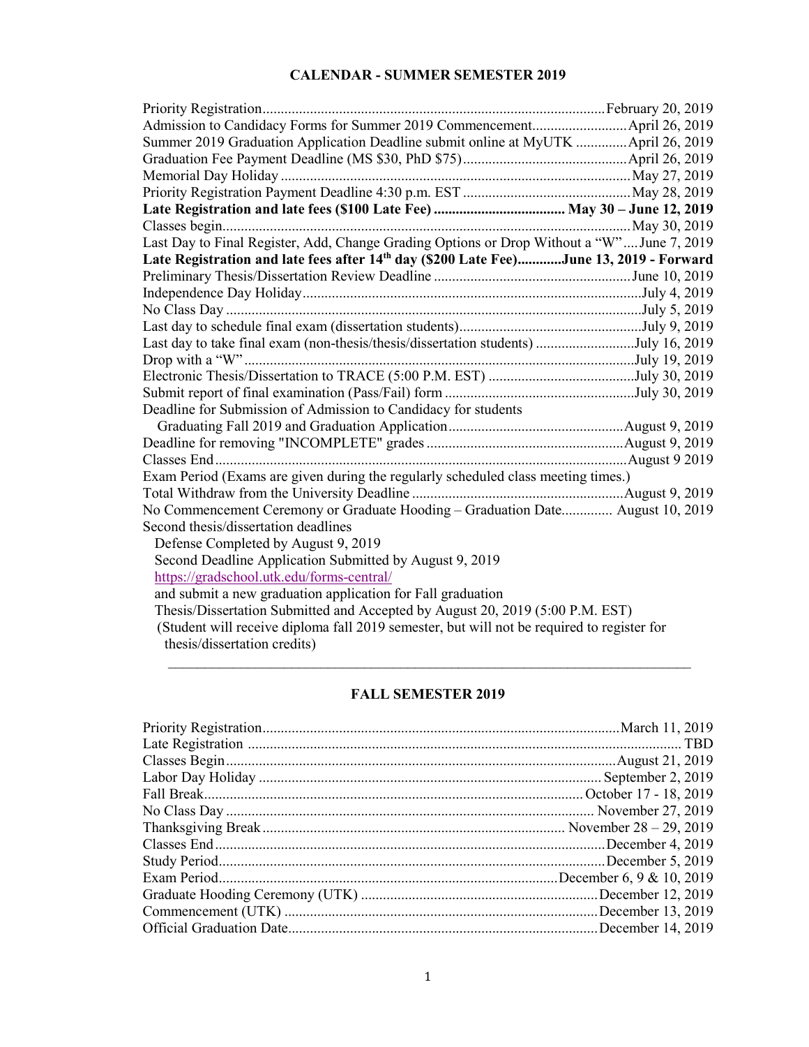## CALENDAR - SUMMER SEMESTER 2019

| Event | Date |
|---|---|
| Priority Registration | February 20, 2019 |
| Admission to Candidacy Forms for Summer 2019 Commencement | April 26, 2019 |
| Summer 2019 Graduation Application Deadline submit online at MyUTK | April 26, 2019 |
| Graduation Fee Payment Deadline (MS $30, PhD $75) | April 26, 2019 |
| Memorial Day Holiday | May 27, 2019 |
| Priority Registration Payment Deadline 4:30 p.m. EST | May 28, 2019 |
| **Late Registration and late fees ($100 Late Fee)** | **May 30 – June 12, 2019** |
| Classes begin | May 30, 2019 |
| Last Day to Final Register, Add, Change Grading Options or Drop Without a "W" | June 7, 2019 |
| **Late Registration and late fees after 14th day ($200 Late Fee)** | **June 13, 2019 - Forward** |
| Preliminary Thesis/Dissertation Review Deadline | June 10, 2019 |
| Independence Day Holiday | July 4, 2019 |
| No Class Day | July 5, 2019 |
| Last day to schedule final exam (dissertation students) | July 9, 2019 |
| Last day to take final exam (non-thesis/thesis/dissertation students) | July 16, 2019 |
| Drop with a "W" | July 19, 2019 |
| Electronic Thesis/Dissertation to TRACE (5:00 P.M. EST) | July 30, 2019 |
| Submit report of final examination (Pass/Fail) form | July 30, 2019 |
| Deadline for Submission of Admission to Candidacy for students Graduating Fall 2019 and Graduation Application | August 9, 2019 |
| Deadline for removing "INCOMPLETE" grades | August 9, 2019 |
| Classes End | August 9 2019 |
| Exam Period (Exams are given during the regularly scheduled class meeting times.) | |
| Total Withdraw from the University Deadline | August 9, 2019 |
| No Commencement Ceremony or Graduate Hooding – Graduation Date | August 10, 2019 |

Second thesis/dissertation deadlines

Defense Completed by August 9, 2019

Second Deadline Application Submitted by August 9, 2019

https://gradschool.utk.edu/forms-central/

and submit a new graduation application for Fall graduation

Thesis/Dissertation Submitted and Accepted by August 20, 2019 (5:00 P.M. EST)

(Student will receive diploma fall 2019 semester, but will not be required to register for thesis/dissertation credits)

---

## FALL SEMESTER 2019

| Event | Date |
|---|---|
| Priority Registration | March 11, 2019 |
| Late Registration | TBD |
| Classes Begin | August 21, 2019 |
| Labor Day Holiday | September 2, 2019 |
| Fall Break | October 17 - 18, 2019 |
| No Class Day | November 27, 2019 |
| Thanksgiving Break | November 28 – 29, 2019 |
| Classes End | December 4, 2019 |
| Study Period | December 5, 2019 |
| Exam Period | December 6, 9 & 10, 2019 |
| Graduate Hooding Ceremony (UTK) | December 12, 2019 |
| Commencement (UTK) | December 13, 2019 |
| Official Graduation Date | December 14, 2019 |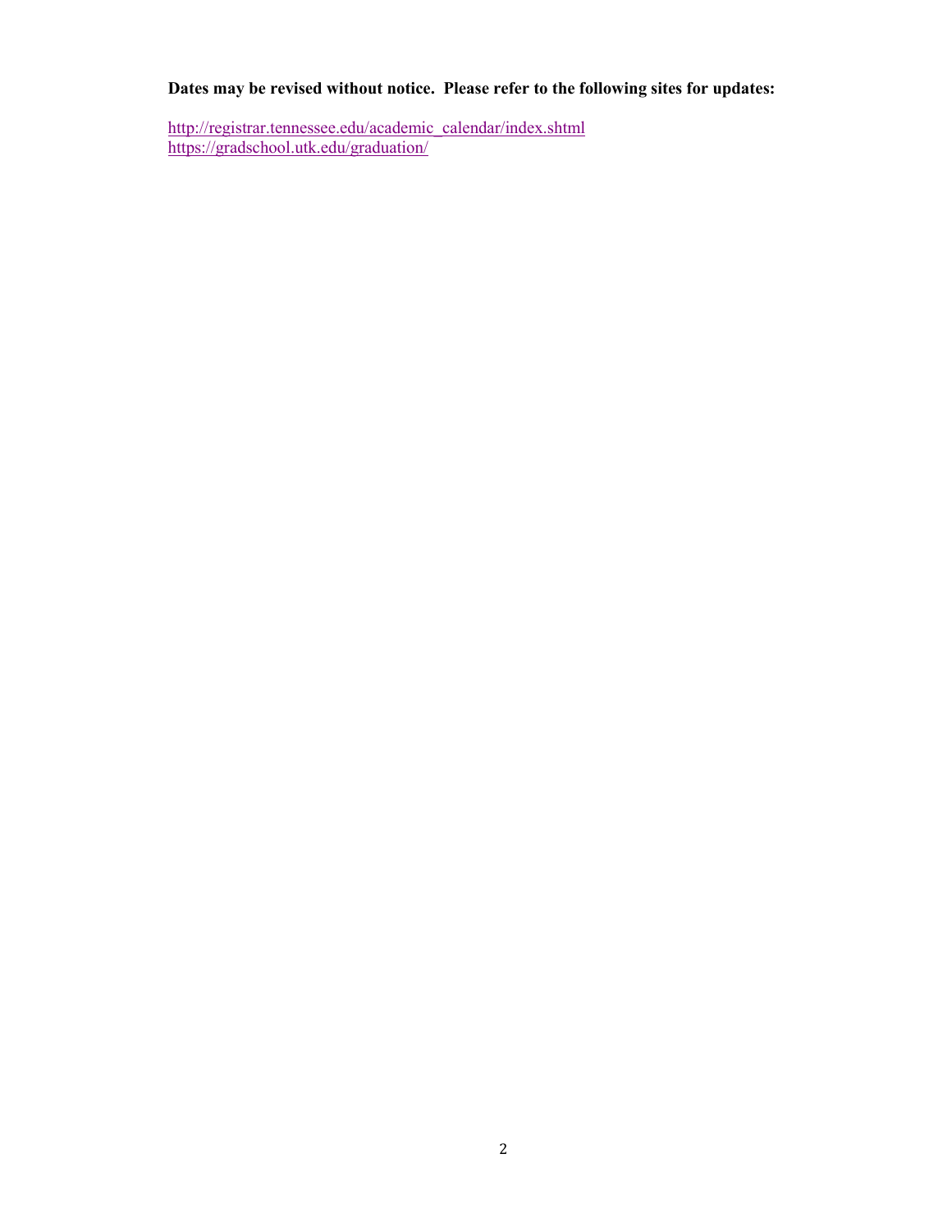**Dates may be revised without notice. Please refer to the following sites for updates:**

http://registrar.tennessee.edu/academic_calendar/index.shtml
https://gradschool.utk.edu/graduation/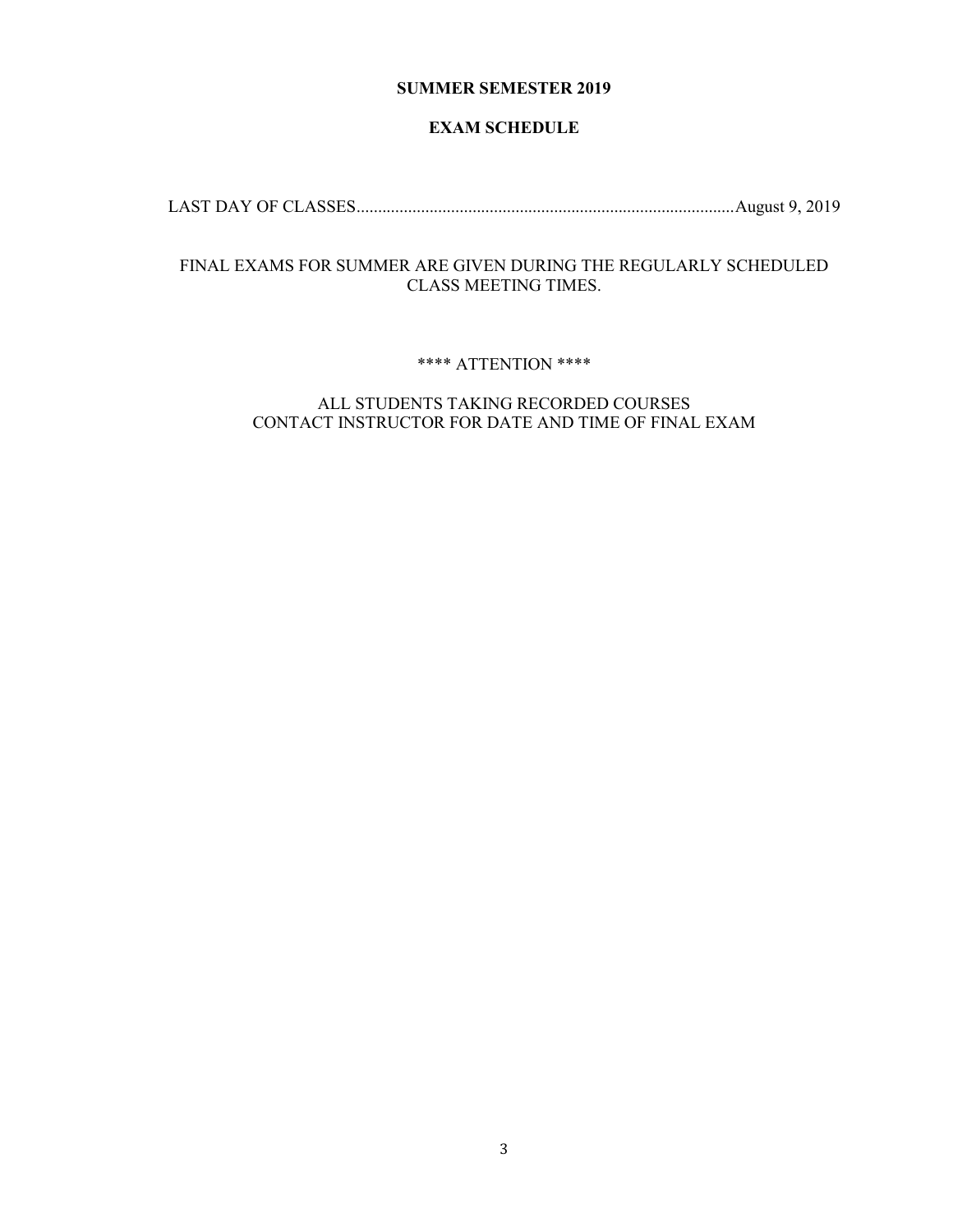**SUMMER SEMESTER 2019**

**EXAM SCHEDULE**

LAST DAY OF CLASSES........................................................................................August 9, 2019

FINAL EXAMS FOR SUMMER ARE GIVEN DURING THE REGULARLY SCHEDULED CLASS MEETING TIMES.

**** ATTENTION ****

ALL STUDENTS TAKING RECORDED COURSES
CONTACT INSTRUCTOR FOR DATE AND TIME OF FINAL EXAM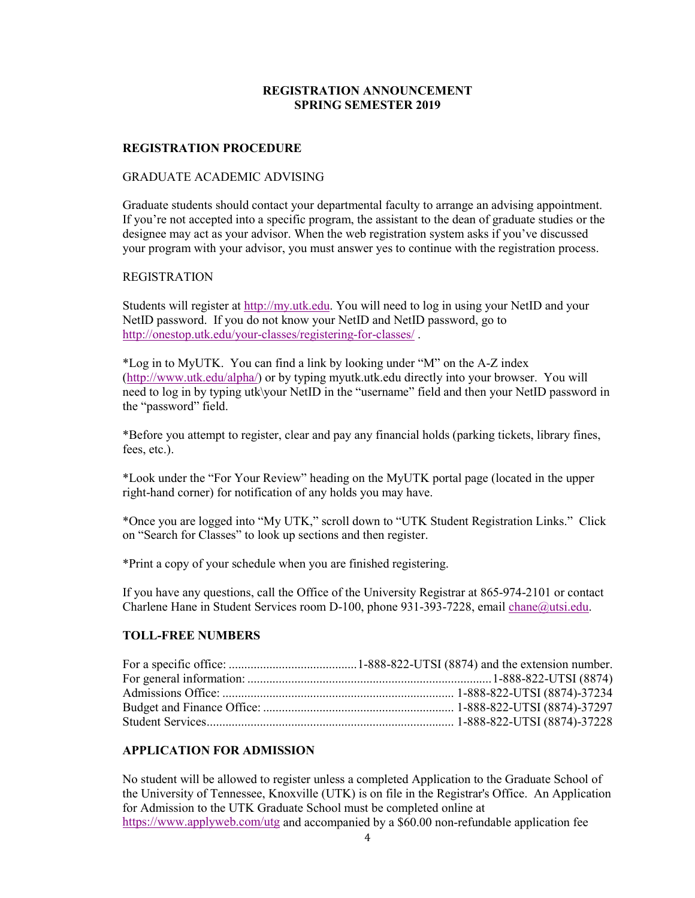# REGISTRATION ANNOUNCEMENT
# SPRING SEMESTER 2019

## REGISTRATION PROCEDURE

### GRADUATE ACADEMIC ADVISING

Graduate students should contact your departmental faculty to arrange an advising appointment. If you're not accepted into a specific program, the assistant to the dean of graduate studies or the designee may act as your advisor. When the web registration system asks if you've discussed your program with your advisor, you must answer yes to continue with the registration process.

### REGISTRATION

Students will register at http://my.utk.edu. You will need to log in using your NetID and your NetID password. If you do not know your NetID and NetID password, go to http://onestop.utk.edu/your-classes/registering-for-classes/ .

*Log in to MyUTK. You can find a link by looking under "M" on the A-Z index (http://www.utk.edu/alpha/) or by typing myutk.utk.edu directly into your browser. You will need to log in by typing utk\your NetID in the "username" field and then your NetID password in the "password" field.

*Before you attempt to register, clear and pay any financial holds (parking tickets, library fines, fees, etc.).

*Look under the "For Your Review" heading on the MyUTK portal page (located in the upper right-hand corner) for notification of any holds you may have.

*Once you are logged into "My UTK," scroll down to "UTK Student Registration Links." Click on "Search for Classes" to look up sections and then register.

*Print a copy of your schedule when you are finished registering.

If you have any questions, call the Office of the University Registrar at 865-974-2101 or contact Charlene Hane in Student Services room D-100, phone 931-393-7228, email chane@utsi.edu.

## TOLL-FREE NUMBERS

For a specific office: ......................................... 1-888-822-UTSI (8874) and the extension number.
For general information: ............................................................................. 1-888-822-UTSI (8874)
Admissions Office: .......................................................................... 1-888-822-UTSI (8874)-37234
Budget and Finance Office: ............................................................. 1-888-822-UTSI (8874)-37297
Student Services............................................................................... 1-888-822-UTSI (8874)-37228

## APPLICATION FOR ADMISSION

No student will be allowed to register unless a completed Application to the Graduate School of the University of Tennessee, Knoxville (UTK) is on file in the Registrar's Office. An Application for Admission to the UTK Graduate School must be completed online at https://www.applyweb.com/utg and accompanied by a $60.00 non-refundable application fee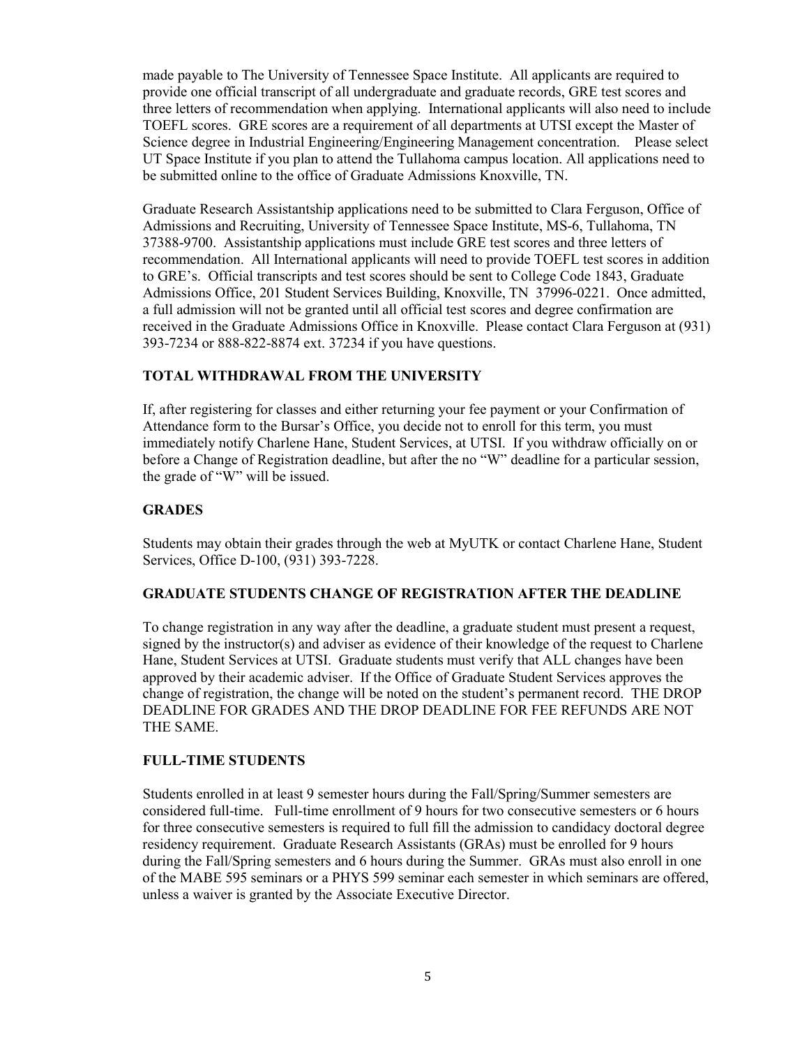made payable to The University of Tennessee Space Institute. All applicants are required to provide one official transcript of all undergraduate and graduate records, GRE test scores and three letters of recommendation when applying. International applicants will also need to include TOEFL scores. GRE scores are a requirement of all departments at UTSI except the Master of Science degree in Industrial Engineering/Engineering Management concentration. Please select UT Space Institute if you plan to attend the Tullahoma campus location. All applications need to be submitted online to the office of Graduate Admissions Knoxville, TN.

Graduate Research Assistantship applications need to be submitted to Clara Ferguson, Office of Admissions and Recruiting, University of Tennessee Space Institute, MS-6, Tullahoma, TN 37388-9700. Assistantship applications must include GRE test scores and three letters of recommendation. All International applicants will need to provide TOEFL test scores in addition to GRE's. Official transcripts and test scores should be sent to College Code 1843, Graduate Admissions Office, 201 Student Services Building, Knoxville, TN 37996-0221. Once admitted, a full admission will not be granted until all official test scores and degree confirmation are received in the Graduate Admissions Office in Knoxville. Please contact Clara Ferguson at (931) 393-7234 or 888-822-8874 ext. 37234 if you have questions.

## TOTAL WITHDRAWAL FROM THE UNIVERSITY

If, after registering for classes and either returning your fee payment or your Confirmation of Attendance form to the Bursar's Office, you decide not to enroll for this term, you must immediately notify Charlene Hane, Student Services, at UTSI. If you withdraw officially on or before a Change of Registration deadline, but after the no "W" deadline for a particular session, the grade of "W" will be issued.

## GRADES

Students may obtain their grades through the web at MyUTK or contact Charlene Hane, Student Services, Office D-100, (931) 393-7228.

## GRADUATE STUDENTS CHANGE OF REGISTRATION AFTER THE DEADLINE

To change registration in any way after the deadline, a graduate student must present a request, signed by the instructor(s) and adviser as evidence of their knowledge of the request to Charlene Hane, Student Services at UTSI. Graduate students must verify that ALL changes have been approved by their academic adviser. If the Office of Graduate Student Services approves the change of registration, the change will be noted on the student's permanent record. THE DROP DEADLINE FOR GRADES AND THE DROP DEADLINE FOR FEE REFUNDS ARE NOT THE SAME.

## FULL-TIME STUDENTS

Students enrolled in at least 9 semester hours during the Fall/Spring/Summer semesters are considered full-time. Full-time enrollment of 9 hours for two consecutive semesters or 6 hours for three consecutive semesters is required to full fill the admission to candidacy doctoral degree residency requirement. Graduate Research Assistants (GRAs) must be enrolled for 9 hours during the Fall/Spring semesters and 6 hours during the Summer. GRAs must also enroll in one of the MABE 595 seminars or a PHYS 599 seminar each semester in which seminars are offered, unless a waiver is granted by the Associate Executive Director.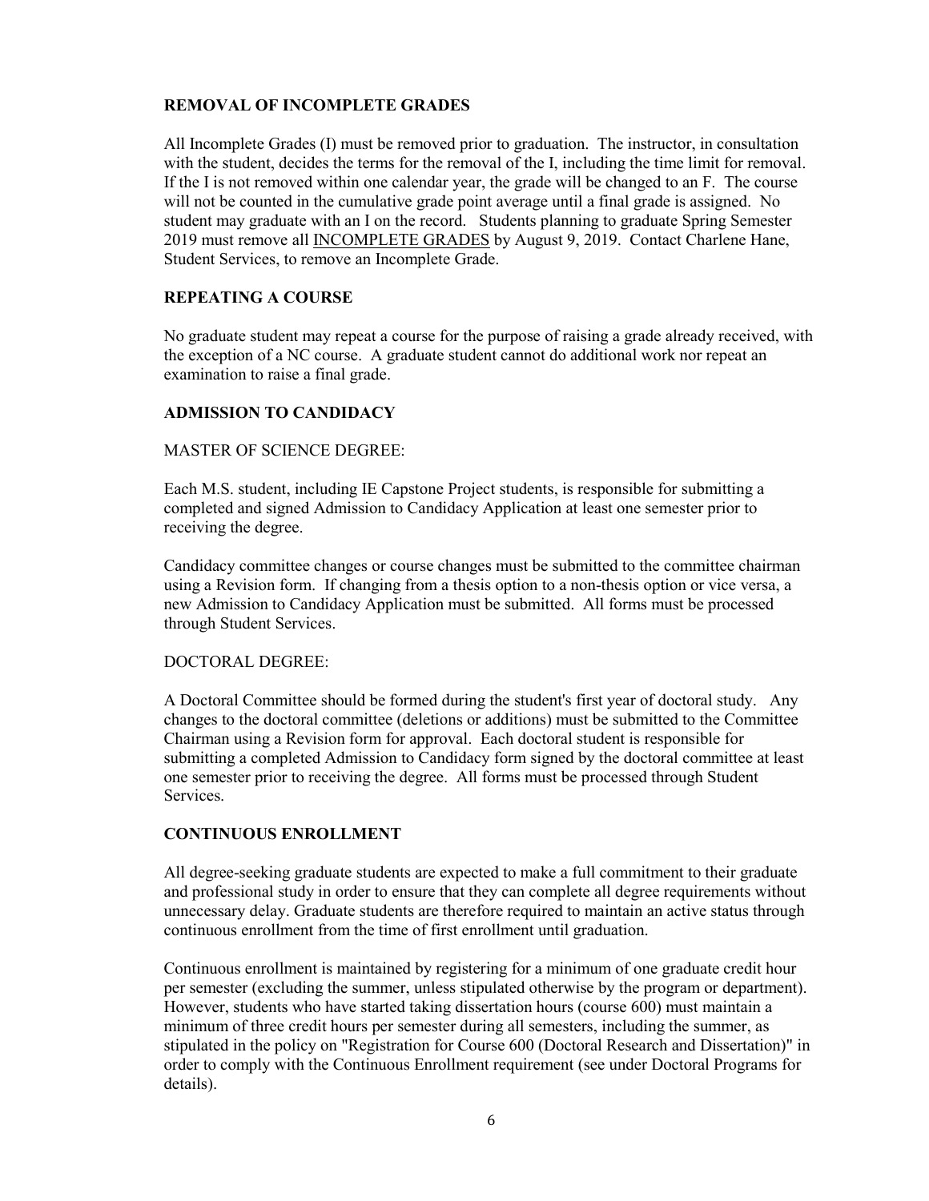## REMOVAL OF INCOMPLETE GRADES

All Incomplete Grades (I) must be removed prior to graduation. The instructor, in consultation with the student, decides the terms for the removal of the I, including the time limit for removal. If the I is not removed within one calendar year, the grade will be changed to an F. The course will not be counted in the cumulative grade point average until a final grade is assigned. No student may graduate with an I on the record. Students planning to graduate Spring Semester 2019 must remove all <u>INCOMPLETE GRADES</u> by August 9, 2019. Contact Charlene Hane, Student Services, to remove an Incomplete Grade.

## REPEATING A COURSE

No graduate student may repeat a course for the purpose of raising a grade already received, with the exception of a NC course. A graduate student cannot do additional work nor repeat an examination to raise a final grade.

## ADMISSION TO CANDIDACY

MASTER OF SCIENCE DEGREE:

Each M.S. student, including IE Capstone Project students, is responsible for submitting a completed and signed Admission to Candidacy Application at least one semester prior to receiving the degree.

Candidacy committee changes or course changes must be submitted to the committee chairman using a Revision form. If changing from a thesis option to a non-thesis option or vice versa, a new Admission to Candidacy Application must be submitted. All forms must be processed through Student Services.

DOCTORAL DEGREE:

A Doctoral Committee should be formed during the student's first year of doctoral study. Any changes to the doctoral committee (deletions or additions) must be submitted to the Committee Chairman using a Revision form for approval. Each doctoral student is responsible for submitting a completed Admission to Candidacy form signed by the doctoral committee at least one semester prior to receiving the degree. All forms must be processed through Student Services.

## CONTINUOUS ENROLLMENT

All degree-seeking graduate students are expected to make a full commitment to their graduate and professional study in order to ensure that they can complete all degree requirements without unnecessary delay. Graduate students are therefore required to maintain an active status through continuous enrollment from the time of first enrollment until graduation.

Continuous enrollment is maintained by registering for a minimum of one graduate credit hour per semester (excluding the summer, unless stipulated otherwise by the program or department). However, students who have started taking dissertation hours (course 600) must maintain a minimum of three credit hours per semester during all semesters, including the summer, as stipulated in the policy on "Registration for Course 600 (Doctoral Research and Dissertation)" in order to comply with the Continuous Enrollment requirement (see under Doctoral Programs for details).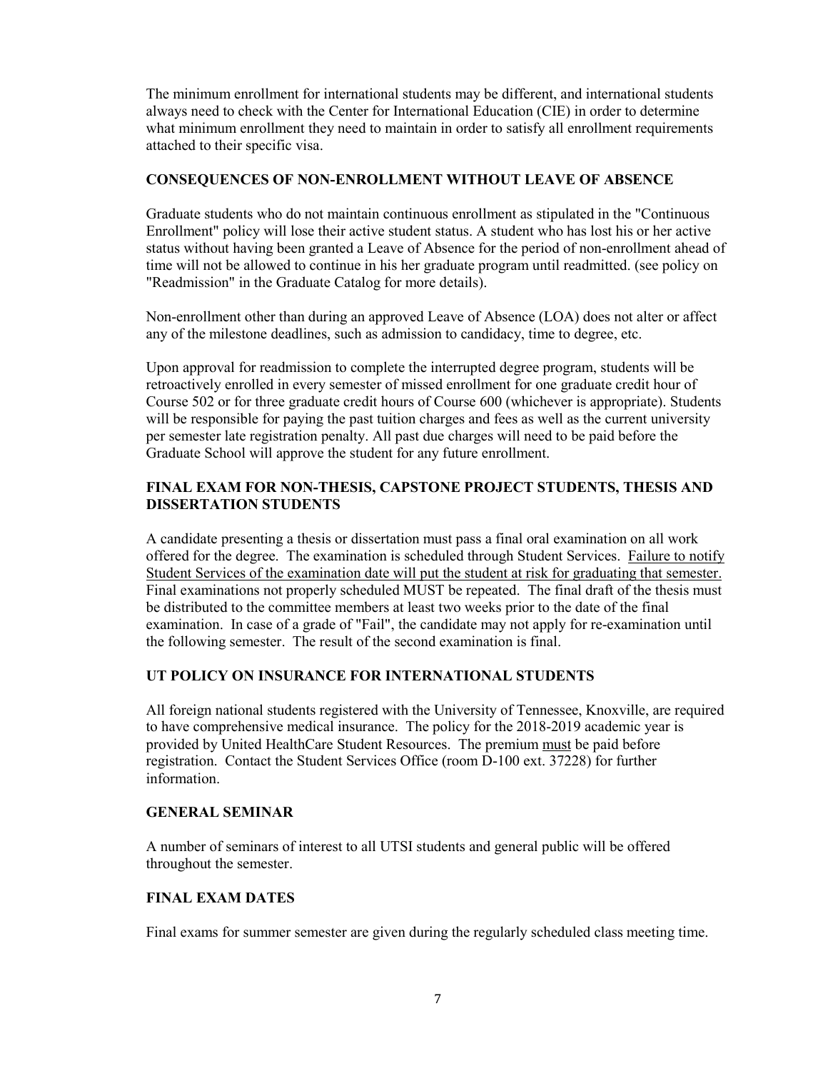The minimum enrollment for international students may be different, and international students always need to check with the Center for International Education (CIE) in order to determine what minimum enrollment they need to maintain in order to satisfy all enrollment requirements attached to their specific visa.

## CONSEQUENCES OF NON-ENROLLMENT WITHOUT LEAVE OF ABSENCE

Graduate students who do not maintain continuous enrollment as stipulated in the "Continuous Enrollment" policy will lose their active student status. A student who has lost his or her active status without having been granted a Leave of Absence for the period of non-enrollment ahead of time will not be allowed to continue in his her graduate program until readmitted. (see policy on "Readmission" in the Graduate Catalog for more details).

Non-enrollment other than during an approved Leave of Absence (LOA) does not alter or affect any of the milestone deadlines, such as admission to candidacy, time to degree, etc.

Upon approval for readmission to complete the interrupted degree program, students will be retroactively enrolled in every semester of missed enrollment for one graduate credit hour of Course 502 or for three graduate credit hours of Course 600 (whichever is appropriate). Students will be responsible for paying the past tuition charges and fees as well as the current university per semester late registration penalty. All past due charges will need to be paid before the Graduate School will approve the student for any future enrollment.

## FINAL EXAM FOR NON-THESIS, CAPSTONE PROJECT STUDENTS, THESIS AND DISSERTATION STUDENTS

A candidate presenting a thesis or dissertation must pass a final oral examination on all work offered for the degree. The examination is scheduled through Student Services. Failure to notify Student Services of the examination date will put the student at risk for graduating that semester. Final examinations not properly scheduled MUST be repeated. The final draft of the thesis must be distributed to the committee members at least two weeks prior to the date of the final examination. In case of a grade of "Fail", the candidate may not apply for re-examination until the following semester. The result of the second examination is final.

## UT POLICY ON INSURANCE FOR INTERNATIONAL STUDENTS

All foreign national students registered with the University of Tennessee, Knoxville, are required to have comprehensive medical insurance. The policy for the 2018-2019 academic year is provided by United HealthCare Student Resources. The premium must be paid before registration. Contact the Student Services Office (room D-100 ext. 37228) for further information.

## GENERAL SEMINAR

A number of seminars of interest to all UTSI students and general public will be offered throughout the semester.

## FINAL EXAM DATES

Final exams for summer semester are given during the regularly scheduled class meeting time.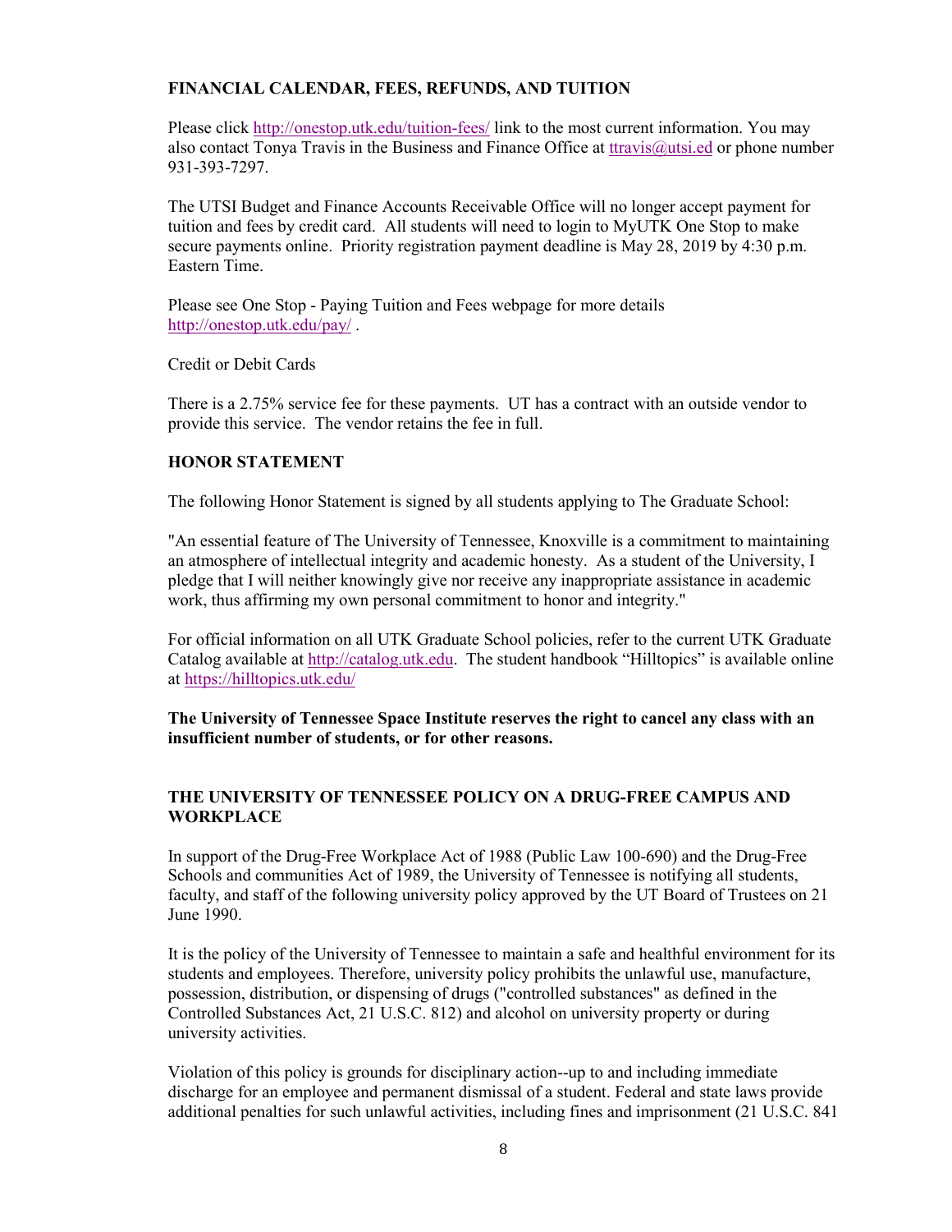## FINANCIAL CALENDAR, FEES, REFUNDS, AND TUITION

Please click http://onestop.utk.edu/tuition-fees/ link to the most current information. You may also contact Tonya Travis in the Business and Finance Office at ttravis@utsi.ed or phone number 931-393-7297.

The UTSI Budget and Finance Accounts Receivable Office will no longer accept payment for tuition and fees by credit card. All students will need to login to MyUTK One Stop to make secure payments online. Priority registration payment deadline is May 28, 2019 by 4:30 p.m. Eastern Time.

Please see One Stop - Paying Tuition and Fees webpage for more details http://onestop.utk.edu/pay/ .

Credit or Debit Cards

There is a 2.75% service fee for these payments. UT has a contract with an outside vendor to provide this service. The vendor retains the fee in full.

## HONOR STATEMENT

The following Honor Statement is signed by all students applying to The Graduate School:

"An essential feature of The University of Tennessee, Knoxville is a commitment to maintaining an atmosphere of intellectual integrity and academic honesty. As a student of the University, I pledge that I will neither knowingly give nor receive any inappropriate assistance in academic work, thus affirming my own personal commitment to honor and integrity."

For official information on all UTK Graduate School policies, refer to the current UTK Graduate Catalog available at http://catalog.utk.edu. The student handbook "Hilltopics" is available online at https://hilltopics.utk.edu/

**The University of Tennessee Space Institute reserves the right to cancel any class with an insufficient number of students, or for other reasons.**

## THE UNIVERSITY OF TENNESSEE POLICY ON A DRUG-FREE CAMPUS AND WORKPLACE

In support of the Drug-Free Workplace Act of 1988 (Public Law 100-690) and the Drug-Free Schools and communities Act of 1989, the University of Tennessee is notifying all students, faculty, and staff of the following university policy approved by the UT Board of Trustees on 21 June 1990.

It is the policy of the University of Tennessee to maintain a safe and healthful environment for its students and employees. Therefore, university policy prohibits the unlawful use, manufacture, possession, distribution, or dispensing of drugs ("controlled substances" as defined in the Controlled Substances Act, 21 U.S.C. 812) and alcohol on university property or during university activities.

Violation of this policy is grounds for disciplinary action--up to and including immediate discharge for an employee and permanent dismissal of a student. Federal and state laws provide additional penalties for such unlawful activities, including fines and imprisonment (21 U.S.C. 841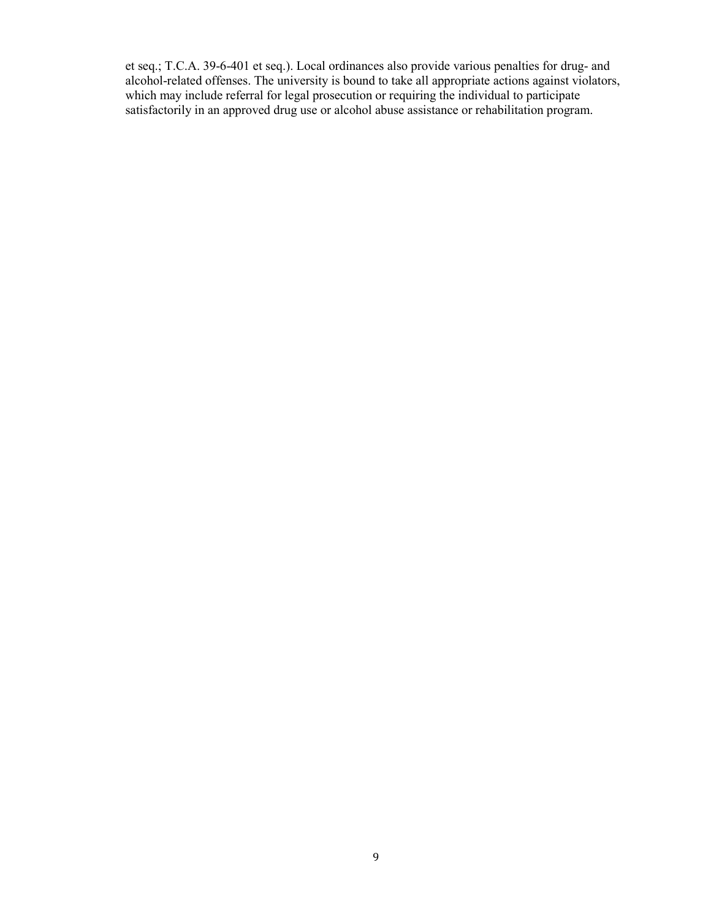et seq.; T.C.A. 39-6-401 et seq.). Local ordinances also provide various penalties for drug- and alcohol-related offenses. The university is bound to take all appropriate actions against violators, which may include referral for legal prosecution or requiring the individual to participate satisfactorily in an approved drug use or alcohol abuse assistance or rehabilitation program.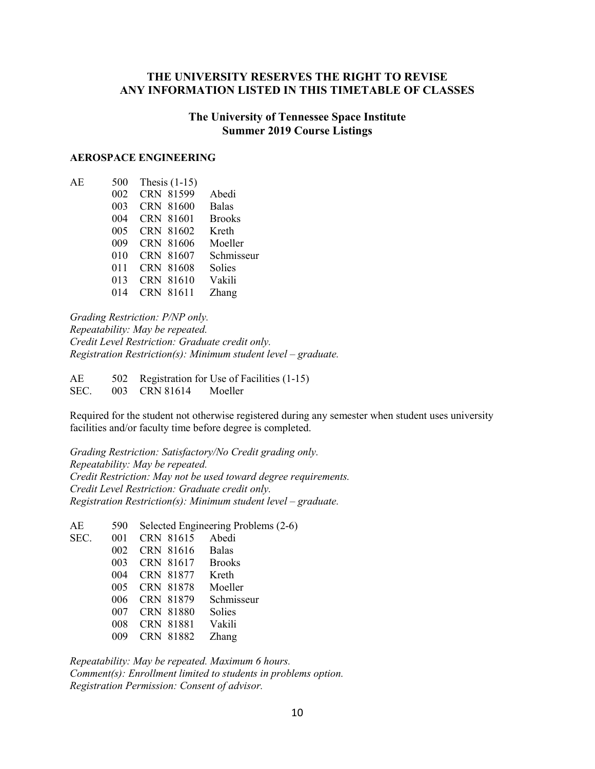**THE UNIVERSITY RESERVES THE RIGHT TO REVISE ANY INFORMATION LISTED IN THIS TIMETABLE OF CLASSES**

## The University of Tennessee Space Institute
## Summer 2019 Course Listings

### AEROSPACE ENGINEERING

| | | | |
|---|---|---|---|
| AE | 500 | Thesis (1-15) | |
| | 002 | CRN 81599 | Abedi |
| | 003 | CRN 81600 | Balas |
| | 004 | CRN 81601 | Brooks |
| | 005 | CRN 81602 | Kreth |
| | 009 | CRN 81606 | Moeller |
| | 010 | CRN 81607 | Schmisseur |
| | 011 | CRN 81608 | Solies |
| | 013 | CRN 81610 | Vakili |
| | 014 | CRN 81611 | Zhang |

*Grading Restriction: P/NP only.*
*Repeatability: May be repeated.*
*Credit Level Restriction: Graduate credit only.*
*Registration Restriction(s): Minimum student level – graduate.*

| | | | |
|---|---|---|---|
| AE | 502 | Registration for Use of Facilities (1-15) | |
| SEC. | 003 | CRN 81614 | Moeller |

Required for the student not otherwise registered during any semester when student uses university facilities and/or faculty time before degree is completed.

*Grading Restriction: Satisfactory/No Credit grading only.*
*Repeatability: May be repeated.*
*Credit Restriction: May not be used toward degree requirements.*
*Credit Level Restriction: Graduate credit only.*
*Registration Restriction(s): Minimum student level – graduate.*

| | | | |
|---|---|---|---|
| AE | 590 | Selected Engineering Problems (2-6) | |
| SEC. | 001 | CRN 81615 | Abedi |
| | 002 | CRN 81616 | Balas |
| | 003 | CRN 81617 | Brooks |
| | 004 | CRN 81877 | Kreth |
| | 005 | CRN 81878 | Moeller |
| | 006 | CRN 81879 | Schmisseur |
| | 007 | CRN 81880 | Solies |
| | 008 | CRN 81881 | Vakili |
| | 009 | CRN 81882 | Zhang |

*Repeatability: May be repeated. Maximum 6 hours.*
*Comment(s): Enrollment limited to students in problems option.*
*Registration Permission: Consent of advisor.*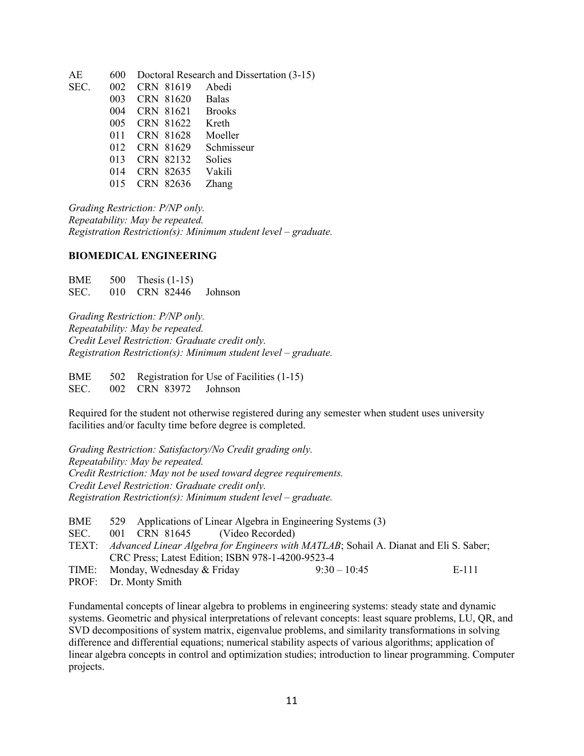AE 600 Doctoral Research and Dissertation (3-15)

| SEC. | | | |
|---|---|---|---|
| | 002 | CRN 81619 | Abedi |
| | 003 | CRN 81620 | Balas |
| | 004 | CRN 81621 | Brooks |
| | 005 | CRN 81622 | Kreth |
| | 011 | CRN 81628 | Moeller |
| | 012 | CRN 81629 | Schmisseur |
| | 013 | CRN 82132 | Solies |
| | 014 | CRN 82635 | Vakili |
| | 015 | CRN 82636 | Zhang |

*Grading Restriction: P/NP only.*
*Repeatability: May be repeated.*
*Registration Restriction(s): Minimum student level – graduate.*

### BIOMEDICAL ENGINEERING

BME 500 Thesis (1-15)
SEC. 010 CRN 82446 Johnson

*Grading Restriction: P/NP only.*
*Repeatability: May be repeated.*
*Credit Level Restriction: Graduate credit only.*
*Registration Restriction(s): Minimum student level – graduate.*

BME 502 Registration for Use of Facilities (1-15)
SEC. 002 CRN 83972 Johnson

Required for the student not otherwise registered during any semester when student uses university facilities and/or faculty time before degree is completed.

*Grading Restriction: Satisfactory/No Credit grading only.*
*Repeatability: May be repeated.*
*Credit Restriction: May not be used toward degree requirements.*
*Credit Level Restriction: Graduate credit only.*
*Registration Restriction(s): Minimum student level – graduate.*

BME 529 Applications of Linear Algebra in Engineering Systems (3)
SEC. 001 CRN 81645 (Video Recorded)
TEXT: *Advanced Linear Algebra for Engineers with MATLAB*; Sohail A. Dianat and Eli S. Saber; CRC Press; Latest Edition; ISBN 978-1-4200-9523-4
TIME: Monday, Wednesday & Friday 9:30 – 10:45 E-111
PROF: Dr. Monty Smith

Fundamental concepts of linear algebra to problems in engineering systems: steady state and dynamic systems. Geometric and physical interpretations of relevant concepts: least square problems, LU, QR, and SVD decompositions of system matrix, eigenvalue problems, and similarity transformations in solving difference and differential equations; numerical stability aspects of various algorithms; application of linear algebra concepts in control and optimization studies; introduction to linear programming. Computer projects.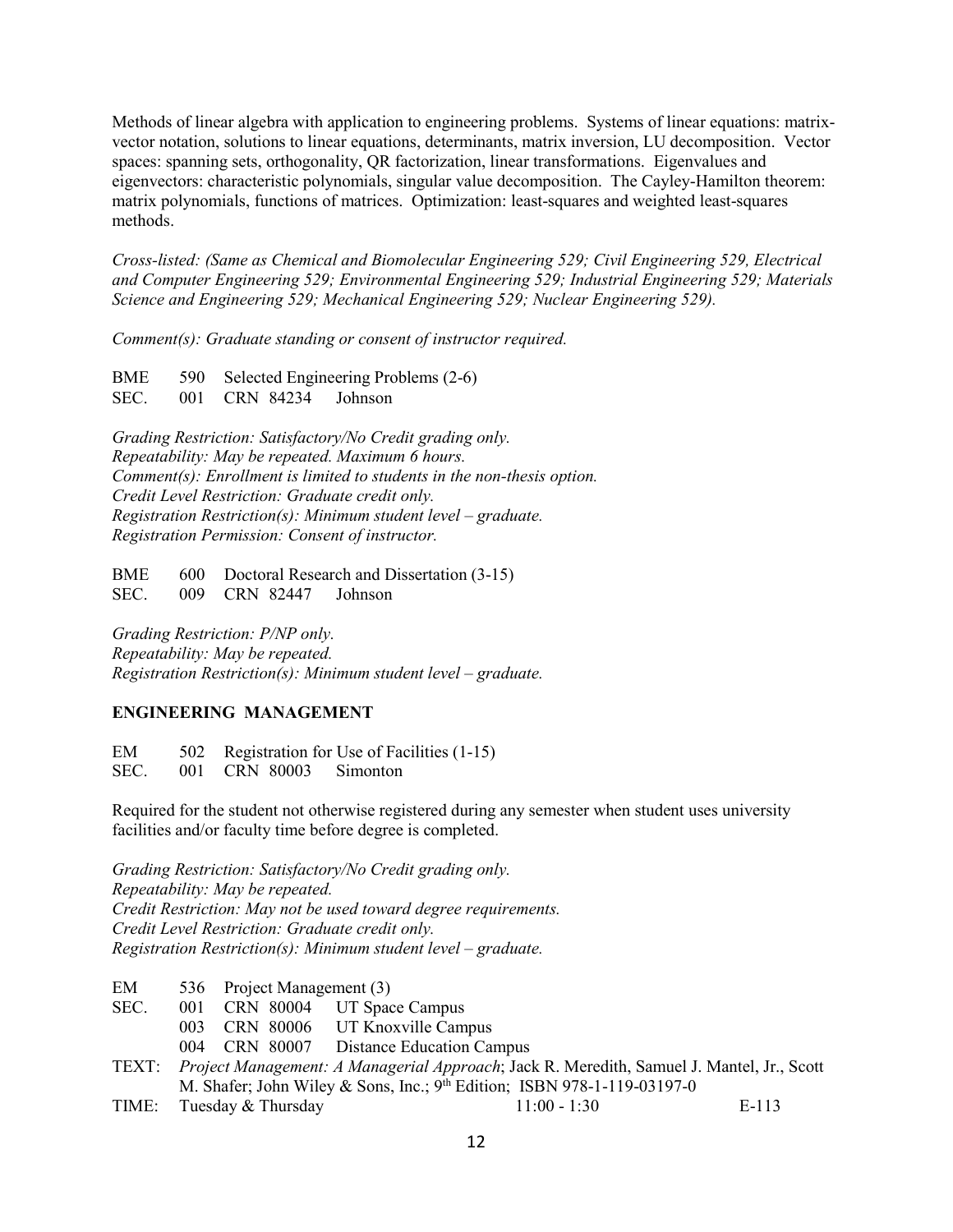Methods of linear algebra with application to engineering problems. Systems of linear equations: matrix-vector notation, solutions to linear equations, determinants, matrix inversion, LU decomposition. Vector spaces: spanning sets, orthogonality, QR factorization, linear transformations. Eigenvalues and eigenvectors: characteristic polynomials, singular value decomposition. The Cayley-Hamilton theorem: matrix polynomials, functions of matrices. Optimization: least-squares and weighted least-squares methods.

*Cross-listed: (Same as Chemical and Biomolecular Engineering 529; Civil Engineering 529, Electrical and Computer Engineering 529; Environmental Engineering 529; Industrial Engineering 529; Materials Science and Engineering 529; Mechanical Engineering 529; Nuclear Engineering 529).*

*Comment(s): Graduate standing or consent of instructor required.*

BME 590 Selected Engineering Problems (2-6)
SEC. 001 CRN 84234 Johnson

*Grading Restriction: Satisfactory/No Credit grading only.*
*Repeatability: May be repeated. Maximum 6 hours.*
*Comment(s): Enrollment is limited to students in the non-thesis option.*
*Credit Level Restriction: Graduate credit only.*
*Registration Restriction(s): Minimum student level – graduate.*
*Registration Permission: Consent of instructor.*

BME 600 Doctoral Research and Dissertation (3-15)
SEC. 009 CRN 82447 Johnson

*Grading Restriction: P/NP only.*
*Repeatability: May be repeated.*
*Registration Restriction(s): Minimum student level – graduate.*

## ENGINEERING MANAGEMENT

EM 502 Registration for Use of Facilities (1-15)
SEC. 001 CRN 80003 Simonton

Required for the student not otherwise registered during any semester when student uses university facilities and/or faculty time before degree is completed.

*Grading Restriction: Satisfactory/No Credit grading only.*
*Repeatability: May be repeated.*
*Credit Restriction: May not be used toward degree requirements.*
*Credit Level Restriction: Graduate credit only.*
*Registration Restriction(s): Minimum student level – graduate.*

EM 536 Project Management (3)
SEC. 001 CRN 80004 UT Space Campus
003 CRN 80006 UT Knoxville Campus
004 CRN 80007 Distance Education Campus
TEXT: *Project Management: A Managerial Approach*; Jack R. Meredith, Samuel J. Mantel, Jr., Scott M. Shafer; John Wiley & Sons, Inc.; 9th Edition; ISBN 978-1-119-03197-0
TIME: Tuesday & Thursday 11:00 - 1:30 E-113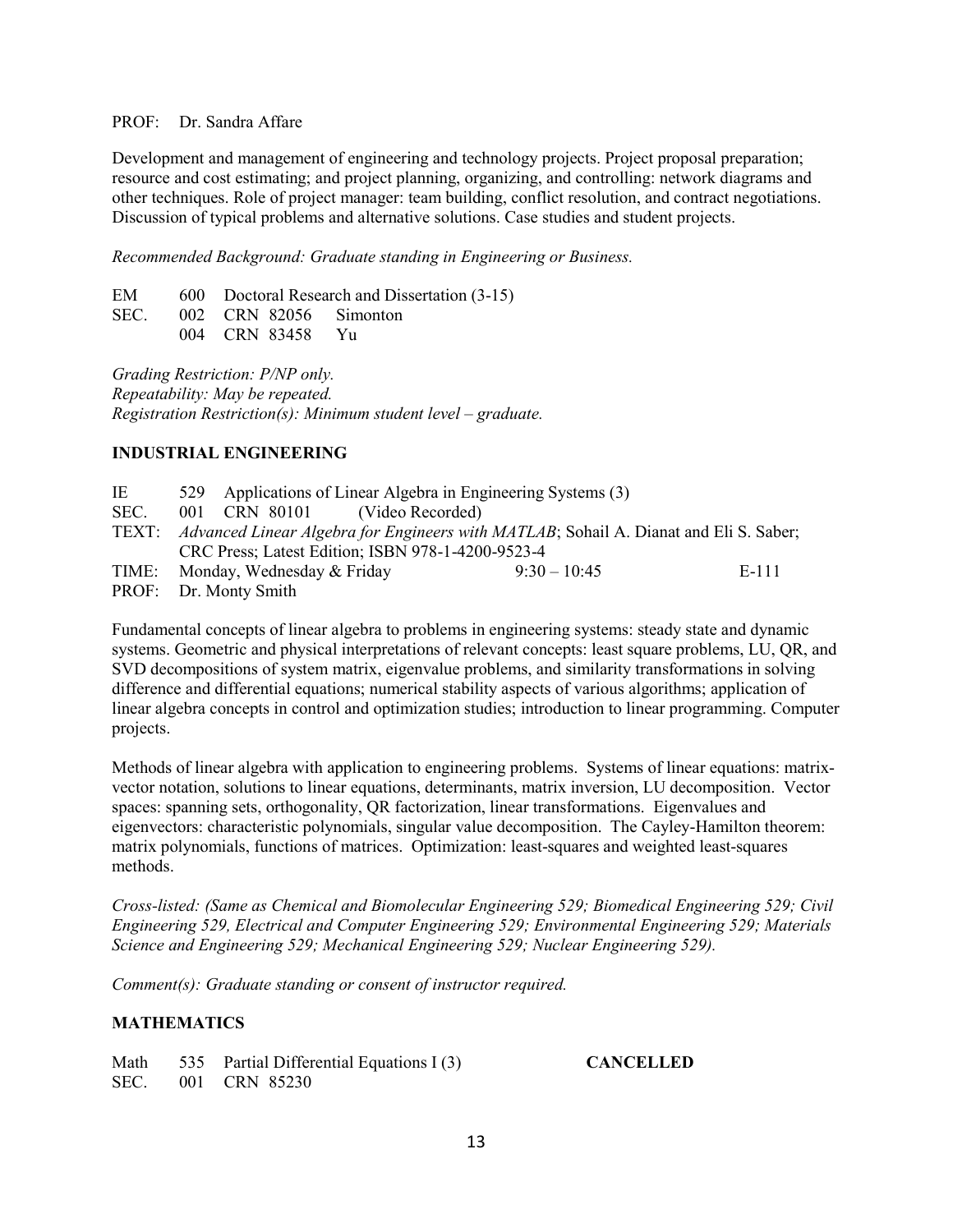PROF: Dr. Sandra Affare

Development and management of engineering and technology projects. Project proposal preparation; resource and cost estimating; and project planning, organizing, and controlling: network diagrams and other techniques. Role of project manager: team building, conflict resolution, and contract negotiations. Discussion of typical problems and alternative solutions. Case studies and student projects.

*Recommended Background: Graduate standing in Engineering or Business.*

EM 600 Doctoral Research and Dissertation (3-15)
SEC. 002 CRN 82056 Simonton
004 CRN 83458 Yu

*Grading Restriction: P/NP only.*
*Repeatability: May be repeated.*
*Registration Restriction(s): Minimum student level – graduate.*

## INDUSTRIAL ENGINEERING

IE 529 Applications of Linear Algebra in Engineering Systems (3)
SEC. 001 CRN 80101 (Video Recorded)
TEXT: *Advanced Linear Algebra for Engineers with MATLAB*; Sohail A. Dianat and Eli S. Saber; CRC Press; Latest Edition; ISBN 978-1-4200-9523-4
TIME: Monday, Wednesday & Friday 9:30 – 10:45 E-111
PROF: Dr. Monty Smith

Fundamental concepts of linear algebra to problems in engineering systems: steady state and dynamic systems. Geometric and physical interpretations of relevant concepts: least square problems, LU, QR, and SVD decompositions of system matrix, eigenvalue problems, and similarity transformations in solving difference and differential equations; numerical stability aspects of various algorithms; application of linear algebra concepts in control and optimization studies; introduction to linear programming. Computer projects.

Methods of linear algebra with application to engineering problems. Systems of linear equations: matrix-vector notation, solutions to linear equations, determinants, matrix inversion, LU decomposition. Vector spaces: spanning sets, orthogonality, QR factorization, linear transformations. Eigenvalues and eigenvectors: characteristic polynomials, singular value decomposition. The Cayley-Hamilton theorem: matrix polynomials, functions of matrices. Optimization: least-squares and weighted least-squares methods.

*Cross-listed: (Same as Chemical and Biomolecular Engineering 529; Biomedical Engineering 529; Civil Engineering 529, Electrical and Computer Engineering 529; Environmental Engineering 529; Materials Science and Engineering 529; Mechanical Engineering 529; Nuclear Engineering 529).*

*Comment(s): Graduate standing or consent of instructor required.*

## MATHEMATICS

Math 535 Partial Differential Equations I (3) **CANCELLED**
SEC. 001 CRN 85230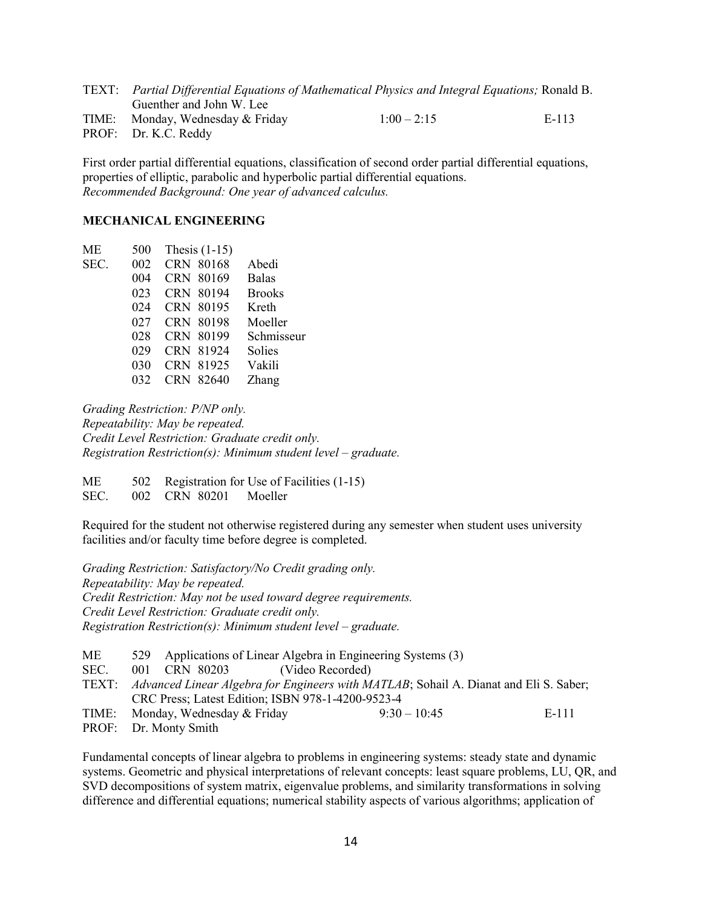TEXT: *Partial Differential Equations of Mathematical Physics and Integral Equations;* Ronald B. Guenther and John W. Lee
TIME: Monday, Wednesday & Friday 1:00 – 2:15 E-113
PROF: Dr. K.C. Reddy

First order partial differential equations, classification of second order partial differential equations, properties of elliptic, parabolic and hyperbolic partial differential equations.
*Recommended Background: One year of advanced calculus.*

**MECHANICAL ENGINEERING**

ME 500 Thesis (1-15)

| SEC. | CRN | |
|---|---|---|
| 002 | CRN 80168 | Abedi |
| 004 | CRN 80169 | Balas |
| 023 | CRN 80194 | Brooks |
| 024 | CRN 80195 | Kreth |
| 027 | CRN 80198 | Moeller |
| 028 | CRN 80199 | Schmisseur |
| 029 | CRN 81924 | Solies |
| 030 | CRN 81925 | Vakili |
| 032 | CRN 82640 | Zhang |

*Grading Restriction: P/NP only.*
*Repeatability: May be repeated.*
*Credit Level Restriction: Graduate credit only.*
*Registration Restriction(s): Minimum student level – graduate.*

ME 502 Registration for Use of Facilities (1-15)
SEC. 002 CRN 80201 Moeller

Required for the student not otherwise registered during any semester when student uses university facilities and/or faculty time before degree is completed.

*Grading Restriction: Satisfactory/No Credit grading only.*
*Repeatability: May be repeated.*
*Credit Restriction: May not be used toward degree requirements.*
*Credit Level Restriction: Graduate credit only.*
*Registration Restriction(s): Minimum student level – graduate.*

ME 529 Applications of Linear Algebra in Engineering Systems (3)
SEC. 001 CRN 80203 (Video Recorded)
TEXT: *Advanced Linear Algebra for Engineers with MATLAB*; Sohail A. Dianat and Eli S. Saber; CRC Press; Latest Edition; ISBN 978-1-4200-9523-4
TIME: Monday, Wednesday & Friday 9:30 – 10:45 E-111
PROF: Dr. Monty Smith

Fundamental concepts of linear algebra to problems in engineering systems: steady state and dynamic systems. Geometric and physical interpretations of relevant concepts: least square problems, LU, QR, and SVD decompositions of system matrix, eigenvalue problems, and similarity transformations in solving difference and differential equations; numerical stability aspects of various algorithms; application of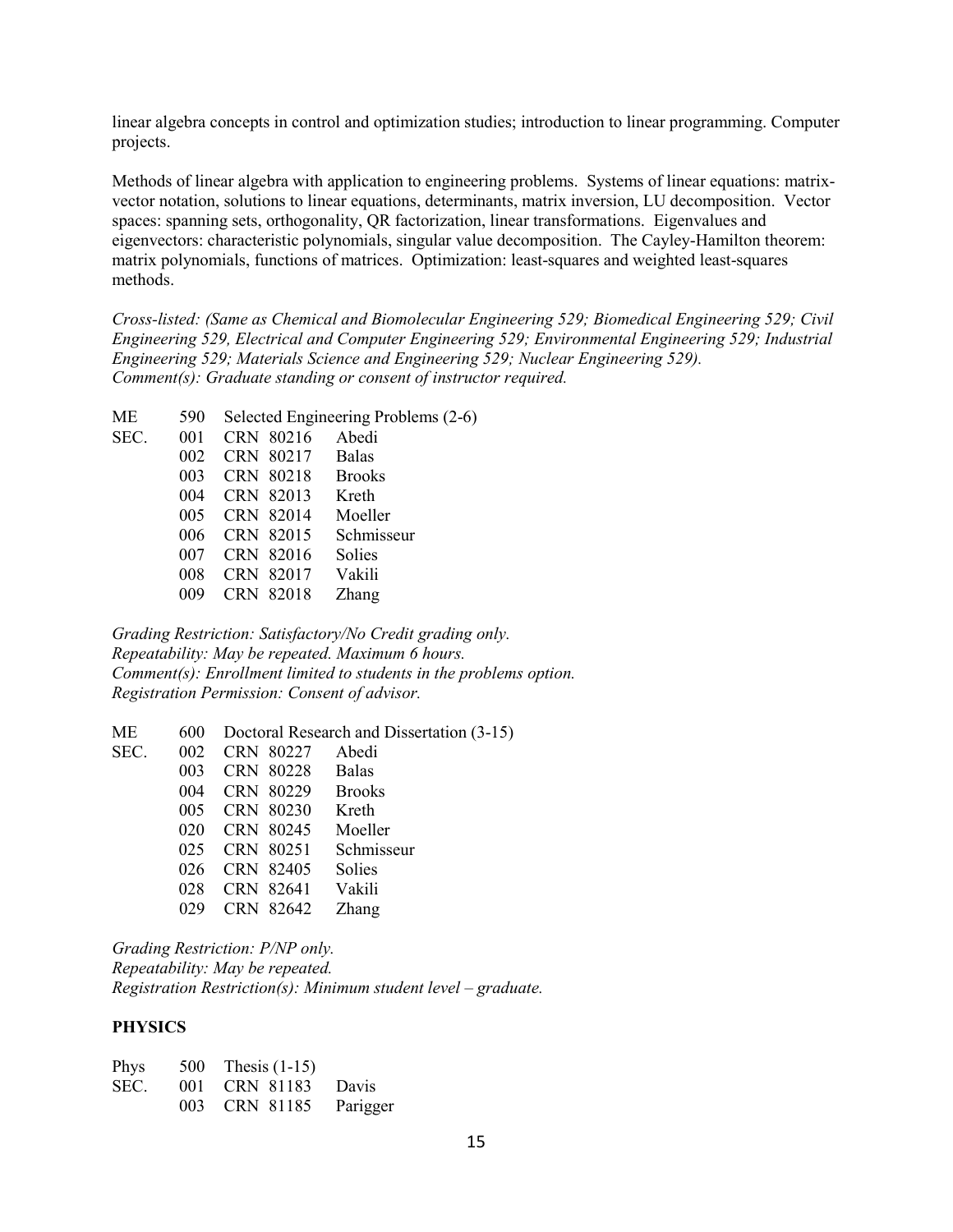linear algebra concepts in control and optimization studies; introduction to linear programming. Computer projects.

Methods of linear algebra with application to engineering problems. Systems of linear equations: matrix-vector notation, solutions to linear equations, determinants, matrix inversion, LU decomposition. Vector spaces: spanning sets, orthogonality, QR factorization, linear transformations. Eigenvalues and eigenvectors: characteristic polynomials, singular value decomposition. The Cayley-Hamilton theorem: matrix polynomials, functions of matrices. Optimization: least-squares and weighted least-squares methods.

*Cross-listed: (Same as Chemical and Biomolecular Engineering 529; Biomedical Engineering 529; Civil Engineering 529, Electrical and Computer Engineering 529; Environmental Engineering 529; Industrial Engineering 529; Materials Science and Engineering 529; Nuclear Engineering 529).*
*Comment(s): Graduate standing or consent of instructor required.*

| ME | 590 | Selected Engineering Problems (2-6) | |
|---|---|---|---|
| SEC. | 001 | CRN 80216 | Abedi |
| | 002 | CRN 80217 | Balas |
| | 003 | CRN 80218 | Brooks |
| | 004 | CRN 82013 | Kreth |
| | 005 | CRN 82014 | Moeller |
| | 006 | CRN 82015 | Schmisseur |
| | 007 | CRN 82016 | Solies |
| | 008 | CRN 82017 | Vakili |
| | 009 | CRN 82018 | Zhang |

*Grading Restriction: Satisfactory/No Credit grading only.*
*Repeatability: May be repeated. Maximum 6 hours.*
*Comment(s): Enrollment limited to students in the problems option.*
*Registration Permission: Consent of advisor.*

| ME | 600 | Doctoral Research and Dissertation (3-15) | |
|---|---|---|---|
| SEC. | 002 | CRN 80227 | Abedi |
| | 003 | CRN 80228 | Balas |
| | 004 | CRN 80229 | Brooks |
| | 005 | CRN 80230 | Kreth |
| | 020 | CRN 80245 | Moeller |
| | 025 | CRN 80251 | Schmisseur |
| | 026 | CRN 82405 | Solies |
| | 028 | CRN 82641 | Vakili |
| | 029 | CRN 82642 | Zhang |

*Grading Restriction: P/NP only.*
*Repeatability: May be repeated.*
*Registration Restriction(s): Minimum student level – graduate.*

## PHYSICS

| Phys | 500 | Thesis (1-15) | |
|---|---|---|---|
| SEC. | 001 | CRN 81183 | Davis |
| | 003 | CRN 81185 | Parigger |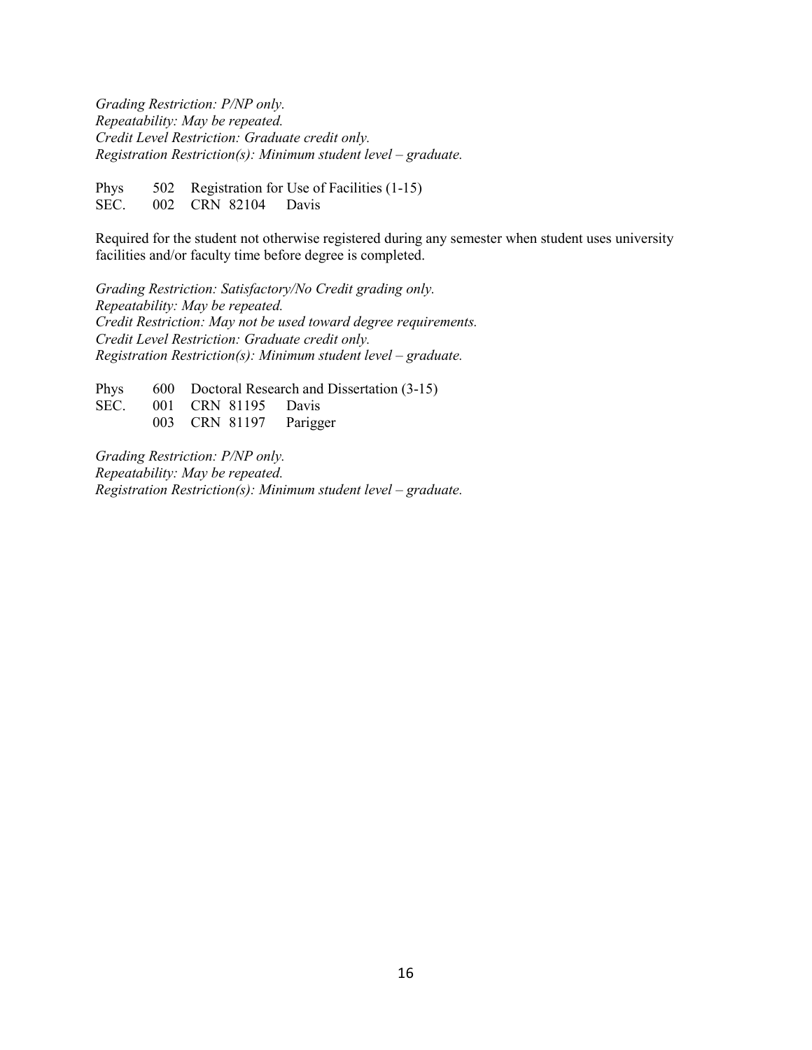*Grading Restriction: P/NP only.*
*Repeatability: May be repeated.*
*Credit Level Restriction: Graduate credit only.*
*Registration Restriction(s): Minimum student level – graduate.*

Phys 502 Registration for Use of Facilities (1-15)
SEC. 002 CRN 82104 Davis

Required for the student not otherwise registered during any semester when student uses university facilities and/or faculty time before degree is completed.

*Grading Restriction: Satisfactory/No Credit grading only.*
*Repeatability: May be repeated.*
*Credit Restriction: May not be used toward degree requirements.*
*Credit Level Restriction: Graduate credit only.*
*Registration Restriction(s): Minimum student level – graduate.*

Phys 600 Doctoral Research and Dissertation (3-15)
SEC. 001 CRN 81195 Davis
003 CRN 81197 Parigger

*Grading Restriction: P/NP only.*
*Repeatability: May be repeated.*
*Registration Restriction(s): Minimum student level – graduate.*